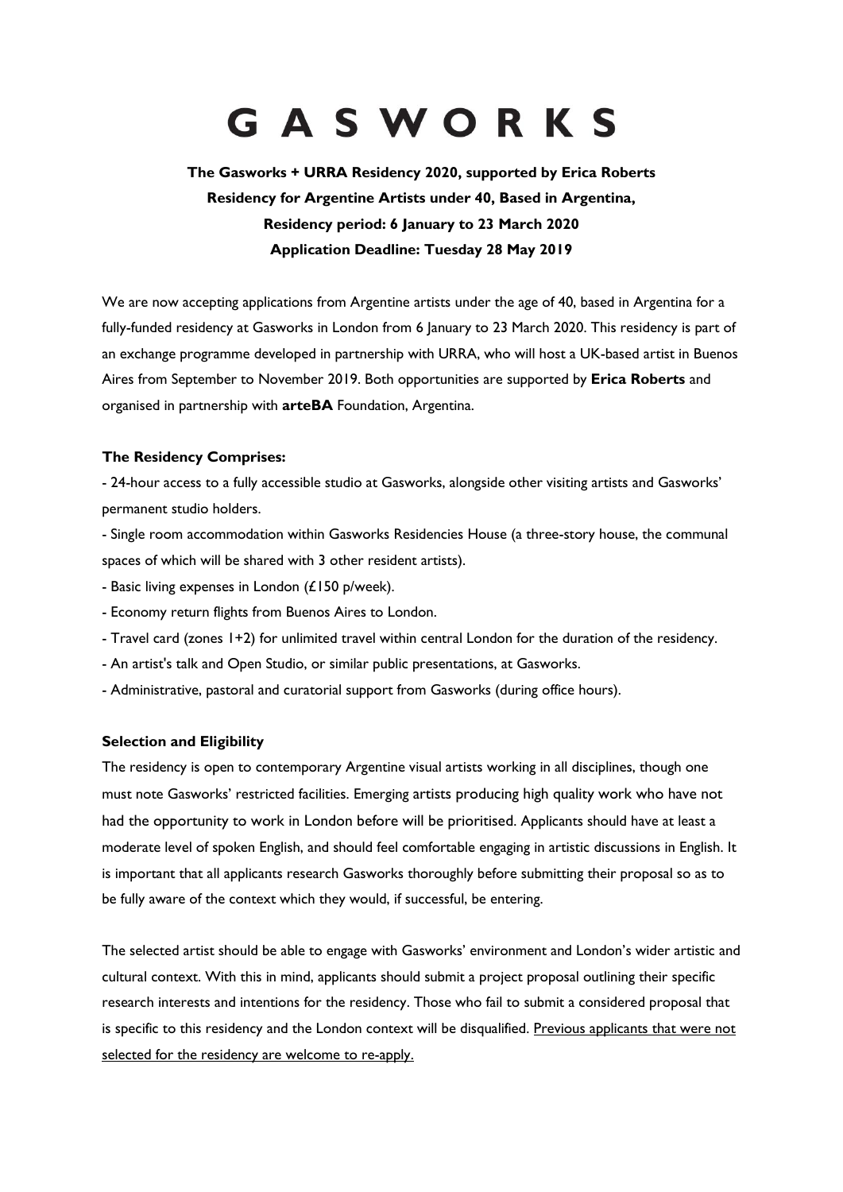# GASWORKS

**The Gasworks + URRA Residency 2020, supported by Erica Roberts**
**Residency for Argentine Artists under 40, Based in Argentina,**
**Residency period: 6 January to 23 March 2020**
**Application Deadline: Tuesday 28 May 2019**

We are now accepting applications from Argentine artists under the age of 40, based in Argentina for a fully-funded residency at Gasworks in London from 6 January to 23 March 2020. This residency is part of an exchange programme developed in partnership with URRA, who will host a UK-based artist in Buenos Aires from September to November 2019. Both opportunities are supported by **Erica Roberts** and organised in partnership with **arteBA** Foundation, Argentina.

### The Residency Comprises:

- 24-hour access to a fully accessible studio at Gasworks, alongside other visiting artists and Gasworks' permanent studio holders.
- Single room accommodation within Gasworks Residencies House (a three-story house, the communal spaces of which will be shared with 3 other resident artists).
- Basic living expenses in London (£150 p/week).
- Economy return flights from Buenos Aires to London.
- Travel card (zones 1+2) for unlimited travel within central London for the duration of the residency.
- An artist's talk and Open Studio, or similar public presentations, at Gasworks.
- Administrative, pastoral and curatorial support from Gasworks (during office hours).

### Selection and Eligibility

The residency is open to contemporary Argentine visual artists working in all disciplines, though one must note Gasworks' restricted facilities. Emerging artists producing high quality work who have not had the opportunity to work in London before will be prioritised. Applicants should have at least a moderate level of spoken English, and should feel comfortable engaging in artistic discussions in English. It is important that all applicants research Gasworks thoroughly before submitting their proposal so as to be fully aware of the context which they would, if successful, be entering.

The selected artist should be able to engage with Gasworks' environment and London's wider artistic and cultural context. With this in mind, applicants should submit a project proposal outlining their specific research interests and intentions for the residency. Those who fail to submit a considered proposal that is specific to this residency and the London context will be disqualified. Previous applicants that were not selected for the residency are welcome to re-apply.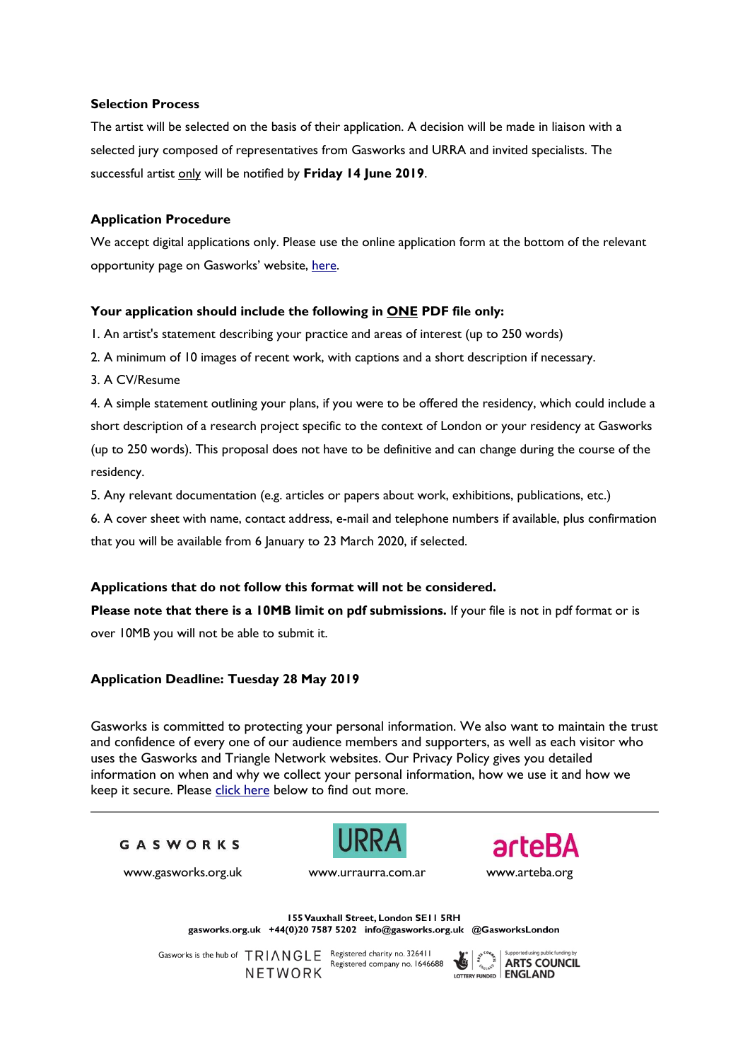**Selection Process**

The artist will be selected on the basis of their application. A decision will be made in liaison with a selected jury composed of representatives from Gasworks and URRA and invited specialists. The successful artist only will be notified by **Friday 14 June 2019**.

**Application Procedure**

We accept digital applications only. Please use the online application form at the bottom of the relevant opportunity page on Gasworks' website, here.

**Your application should include the following in ONE PDF file only:**

1. An artist's statement describing your practice and areas of interest (up to 250 words)
2. A minimum of 10 images of recent work, with captions and a short description if necessary.
3. A CV/Resume
4. A simple statement outlining your plans, if you were to be offered the residency, which could include a short description of a research project specific to the context of London or your residency at Gasworks (up to 250 words). This proposal does not have to be definitive and can change during the course of the residency.
5. Any relevant documentation (e.g. articles or papers about work, exhibitions, publications, etc.)
6. A cover sheet with name, contact address, e-mail and telephone numbers if available, plus confirmation that you will be available from 6 January to 23 March 2020, if selected.

**Applications that do not follow this format will not be considered.**

**Please note that there is a 10MB limit on pdf submissions.** If your file is not in pdf format or is over 10MB you will not be able to submit it.

**Application Deadline: Tuesday 28 May 2019**

Gasworks is committed to protecting your personal information. We also want to maintain the trust and confidence of every one of our audience members and supporters, as well as each visitor who uses the Gasworks and Triangle Network websites. Our Privacy Policy gives you detailed information on when and why we collect your personal information, how we use it and how we keep it secure. Please click here below to find out more.

---

GASWORKS
www.gasworks.org.uk

URRA
www.urraurra.com.ar

arteBA
www.arteba.org

155 Vauxhall Street, London SE11 5RH
gasworks.org.uk +44(0)20 7587 5202 info@gasworks.org.uk @GasworksLondon

Gasworks is the hub of TRIANGLE NETWORK
Registered charity no. 326411
Registered company no. 1646688

LOTTERY FUNDED
Supported using public funding by ARTS COUNCIL ENGLAND